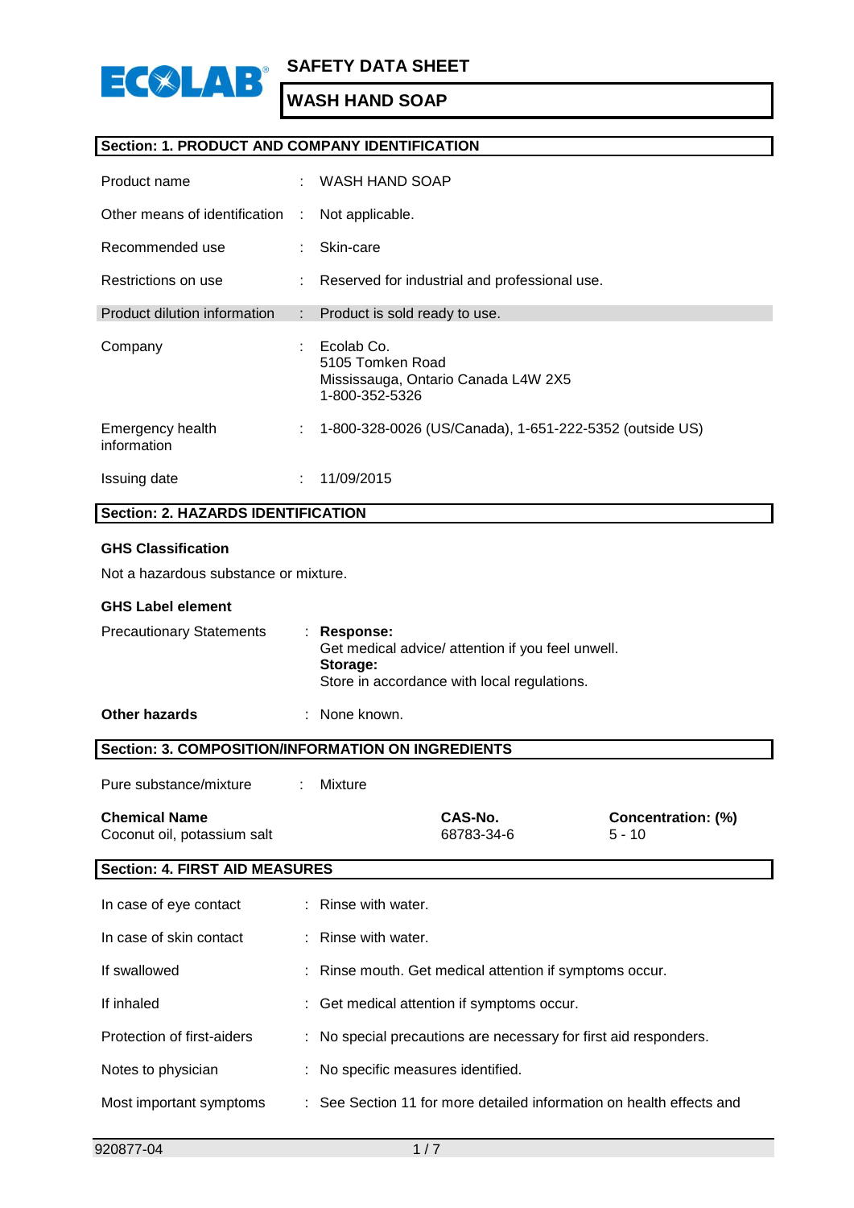# SAFETY DATA SHEET

## WASH HAND SOAP

### Section: 1. PRODUCT AND COMPANY IDENTIFICATION

| | | |
|---|---|---|
| Product name | : | WASH HAND SOAP |
| Other means of identification | : | Not applicable. |
| Recommended use | : | Skin-care |
| Restrictions on use | : | Reserved for industrial and professional use. |
| Product dilution information | : | Product is sold ready to use. |
| Company | : | Ecolab Co.<br>5105 Tomken Road<br>Mississauga, Ontario Canada L4W 2X5<br>1-800-352-5326 |
| Emergency health information | : | 1-800-328-0026 (US/Canada), 1-651-222-5352 (outside US) |
| Issuing date | : | 11/09/2015 |

### Section: 2. HAZARDS IDENTIFICATION

**GHS Classification**

Not a hazardous substance or mixture.

**GHS Label element**

Precautionary Statements : **Response:**
Get medical advice/ attention if you feel unwell.
**Storage:**
Store in accordance with local regulations.

**Other hazards** : None known.

### Section: 3. COMPOSITION/INFORMATION ON INGREDIENTS

Pure substance/mixture : Mixture

| Chemical Name | CAS-No. | Concentration: (%) |
|---|---|---|
| Coconut oil, potassium salt | 68783-34-6 | 5 - 10 |

### Section: 4. FIRST AID MEASURES

| | | |
|---|---|---|
| In case of eye contact | : | Rinse with water. |
| In case of skin contact | : | Rinse with water. |
| If swallowed | : | Rinse mouth. Get medical attention if symptoms occur. |
| If inhaled | : | Get medical attention if symptoms occur. |
| Protection of first-aiders | : | No special precautions are necessary for first aid responders. |
| Notes to physician | : | No specific measures identified. |
| Most important symptoms | : | See Section 11 for more detailed information on health effects and |

920877-04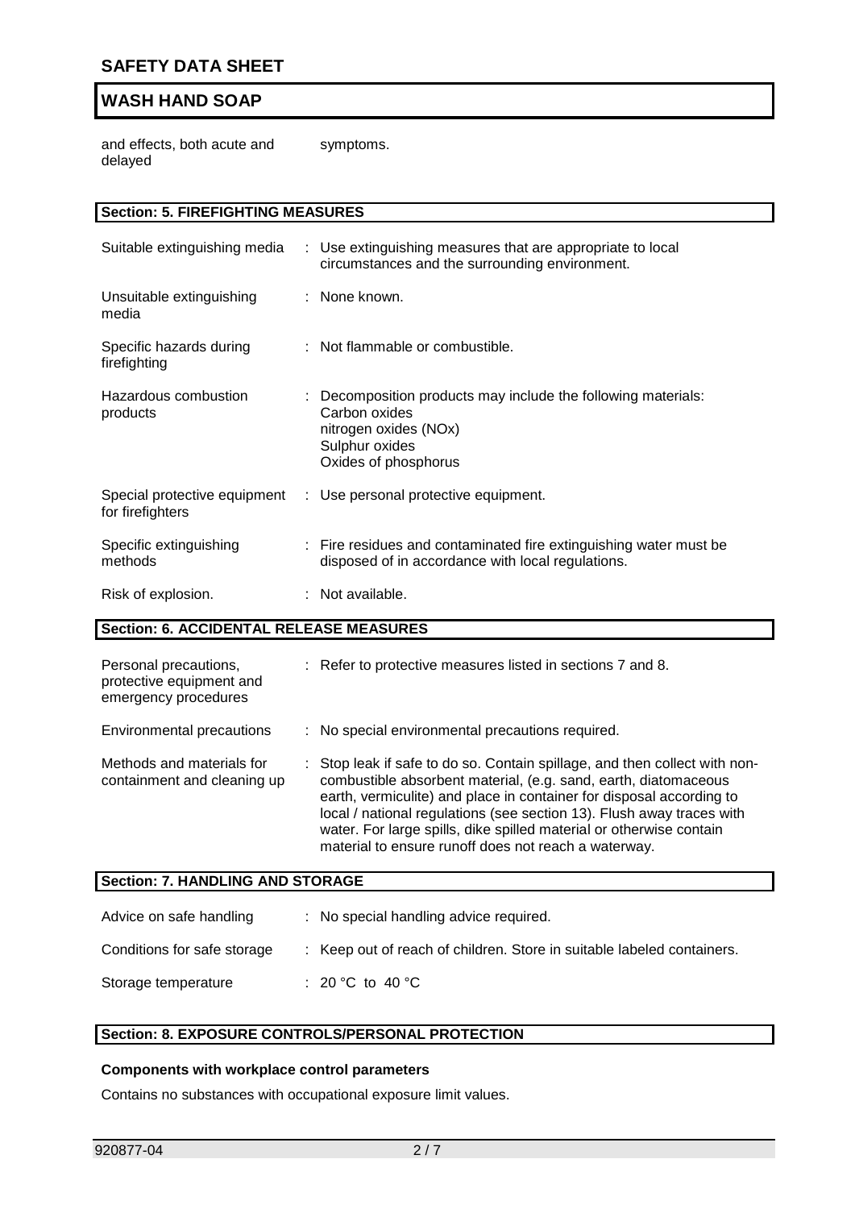| | |
|---|---|
| and effects, both acute and delayed | symptoms. |

## Section: 5. FIREFIGHTING MEASURES

| | |
|---|---|
| Suitable extinguishing media | : Use extinguishing measures that are appropriate to local circumstances and the surrounding environment. |
| Unsuitable extinguishing media | : None known. |
| Specific hazards during firefighting | : Not flammable or combustible. |
| Hazardous combustion products | : Decomposition products may include the following materials: Carbon oxides nitrogen oxides (NOx) Sulphur oxides Oxides of phosphorus |
| Special protective equipment for firefighters | : Use personal protective equipment. |
| Specific extinguishing methods | : Fire residues and contaminated fire extinguishing water must be disposed of in accordance with local regulations. |
| Risk of explosion. | : Not available. |

## Section: 6. ACCIDENTAL RELEASE MEASURES

| | |
|---|---|
| Personal precautions, protective equipment and emergency procedures | : Refer to protective measures listed in sections 7 and 8. |
| Environmental precautions | : No special environmental precautions required. |
| Methods and materials for containment and cleaning up | : Stop leak if safe to do so. Contain spillage, and then collect with non-combustible absorbent material, (e.g. sand, earth, diatomaceous earth, vermiculite) and place in container for disposal according to local / national regulations (see section 13). Flush away traces with water. For large spills, dike spilled material or otherwise contain material to ensure runoff does not reach a waterway. |

## Section: 7. HANDLING AND STORAGE

| | |
|---|---|
| Advice on safe handling | : No special handling advice required. |
| Conditions for safe storage | : Keep out of reach of children. Store in suitable labeled containers. |
| Storage temperature | : 20 °C to 40 °C |

## Section: 8. EXPOSURE CONTROLS/PERSONAL PROTECTION

**Components with workplace control parameters**

Contains no substances with occupational exposure limit values.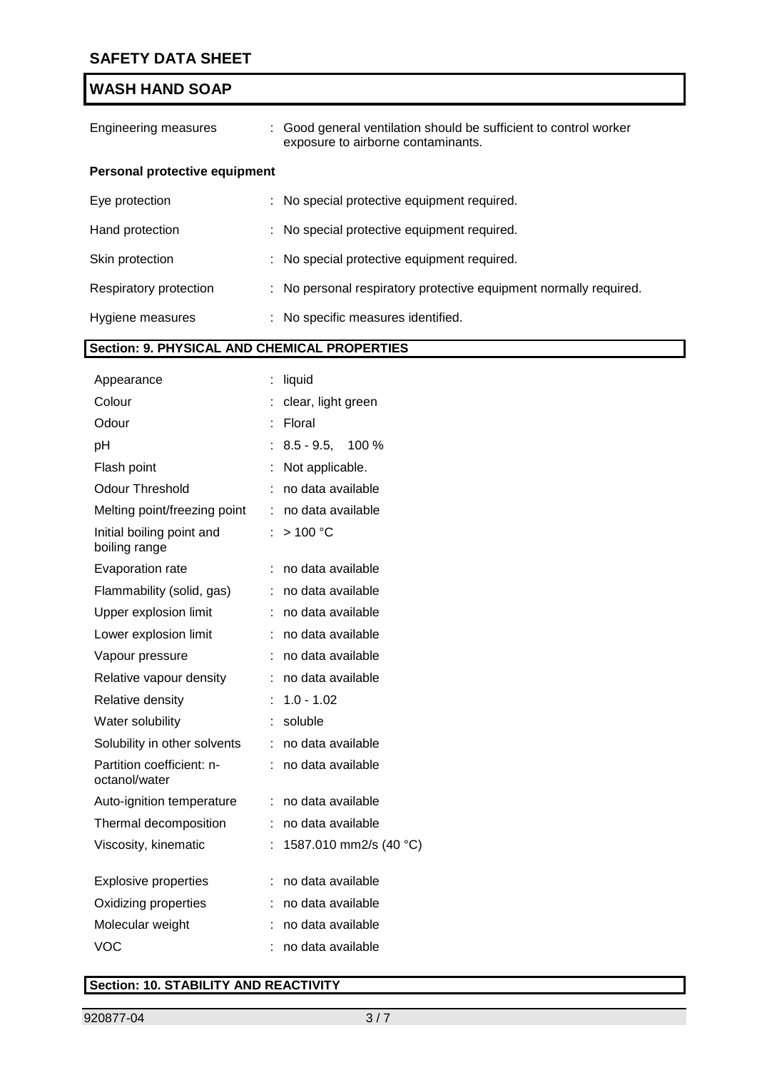| | |
|---|---|
| Engineering measures | : Good general ventilation should be sufficient to control worker exposure to airborne contaminants. |

**Personal protective equipment**

| | |
|---|---|
| Eye protection | : No special protective equipment required. |
| Hand protection | : No special protective equipment required. |
| Skin protection | : No special protective equipment required. |
| Respiratory protection | : No personal respiratory protective equipment normally required. |
| Hygiene measures | : No specific measures identified. |

## Section: 9. PHYSICAL AND CHEMICAL PROPERTIES

| | |
|---|---|
| Appearance | : liquid |
| Colour | : clear, light green |
| Odour | : Floral |
| pH | : 8.5 - 9.5, 100 % |
| Flash point | : Not applicable. |
| Odour Threshold | : no data available |
| Melting point/freezing point | : no data available |
| Initial boiling point and boiling range | : > 100 °C |
| Evaporation rate | : no data available |
| Flammability (solid, gas) | : no data available |
| Upper explosion limit | : no data available |
| Lower explosion limit | : no data available |
| Vapour pressure | : no data available |
| Relative vapour density | : no data available |
| Relative density | : 1.0 - 1.02 |
| Water solubility | : soluble |
| Solubility in other solvents | : no data available |
| Partition coefficient: n-octanol/water | : no data available |
| Auto-ignition temperature | : no data available |
| Thermal decomposition | : no data available |
| Viscosity, kinematic | : 1587.010 mm2/s (40 °C) |
| Explosive properties | : no data available |
| Oxidizing properties | : no data available |
| Molecular weight | : no data available |
| VOC | : no data available |

## Section: 10. STABILITY AND REACTIVITY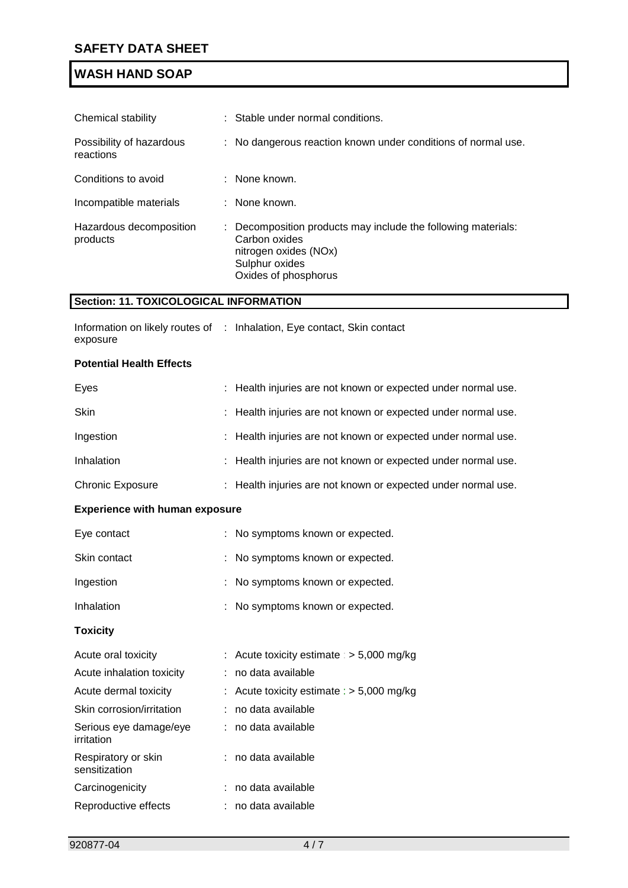| | |
|---|---|
| Chemical stability | : Stable under normal conditions. |
| Possibility of hazardous reactions | : No dangerous reaction known under conditions of normal use. |
| Conditions to avoid | : None known. |
| Incompatible materials | : None known. |
| Hazardous decomposition products | : Decomposition products may include the following materials:<br>Carbon oxides<br>nitrogen oxides (NOx)<br>Sulphur oxides<br>Oxides of phosphorus |

## Section: 11. TOXICOLOGICAL INFORMATION

| | |
|---|---|
| Information on likely routes of exposure | : Inhalation, Eye contact, Skin contact |

**Potential Health Effects**

| | |
|---|---|
| Eyes | : Health injuries are not known or expected under normal use. |
| Skin | : Health injuries are not known or expected under normal use. |
| Ingestion | : Health injuries are not known or expected under normal use. |
| Inhalation | : Health injuries are not known or expected under normal use. |
| Chronic Exposure | : Health injuries are not known or expected under normal use. |

**Experience with human exposure**

| | |
|---|---|
| Eye contact | : No symptoms known or expected. |
| Skin contact | : No symptoms known or expected. |
| Ingestion | : No symptoms known or expected. |
| Inhalation | : No symptoms known or expected. |

**Toxicity**

| | |
|---|---|
| Acute oral toxicity | : Acute toxicity estimate : > 5,000 mg/kg |
| Acute inhalation toxicity | : no data available |
| Acute dermal toxicity | : Acute toxicity estimate : > 5,000 mg/kg |
| Skin corrosion/irritation | : no data available |
| Serious eye damage/eye irritation | : no data available |
| Respiratory or skin sensitization | : no data available |
| Carcinogenicity | : no data available |
| Reproductive effects | : no data available |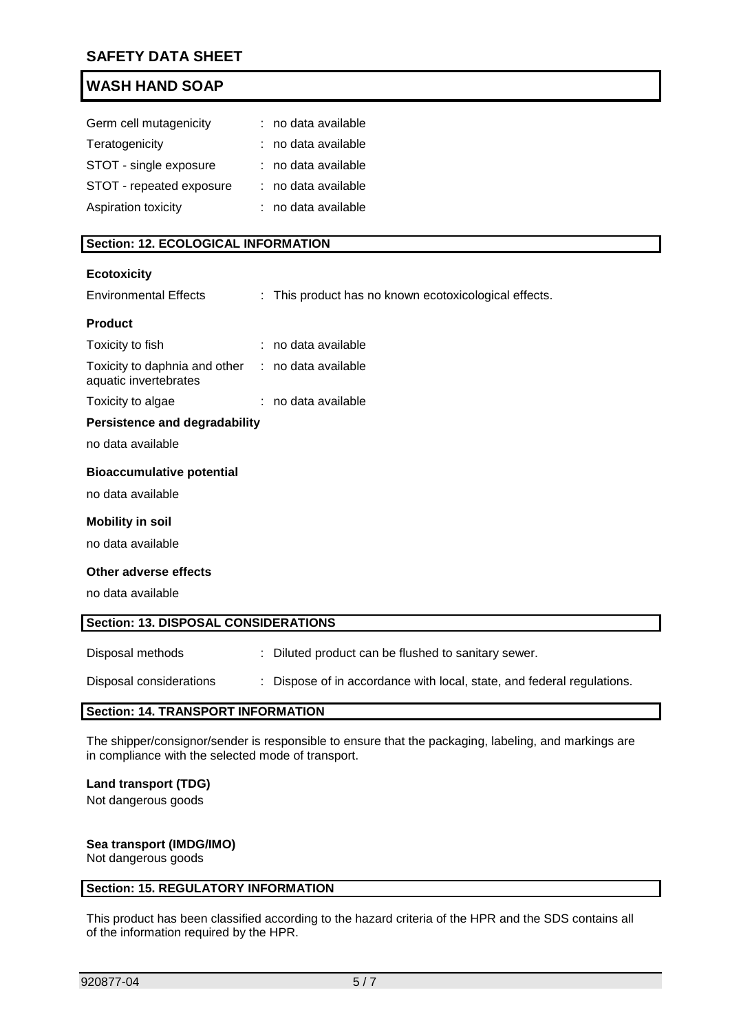| | |
|---|---|
| Germ cell mutagenicity | : no data available |
| Teratogenicity | : no data available |
| STOT - single exposure | : no data available |
| STOT - repeated exposure | : no data available |
| Aspiration toxicity | : no data available |

## Section: 12. ECOLOGICAL INFORMATION

**Ecotoxicity**

| | |
|---|---|
| Environmental Effects | : This product has no known ecotoxicological effects. |

**Product**

| | |
|---|---|
| Toxicity to fish | : no data available |
| Toxicity to daphnia and other aquatic invertebrates | : no data available |
| Toxicity to algae | : no data available |

**Persistence and degradability**

no data available

**Bioaccumulative potential**

no data available

**Mobility in soil**

no data available

**Other adverse effects**

no data available

## Section: 13. DISPOSAL CONSIDERATIONS

| | |
|---|---|
| Disposal methods | : Diluted product can be flushed to sanitary sewer. |
| Disposal considerations | : Dispose of in accordance with local, state, and federal regulations. |

## Section: 14. TRANSPORT INFORMATION

The shipper/consignor/sender is responsible to ensure that the packaging, labeling, and markings are in compliance with the selected mode of transport.

**Land transport (TDG)**
Not dangerous goods

**Sea transport (IMDG/IMO)**
Not dangerous goods

## Section: 15. REGULATORY INFORMATION

This product has been classified according to the hazard criteria of the HPR and the SDS contains all of the information required by the HPR.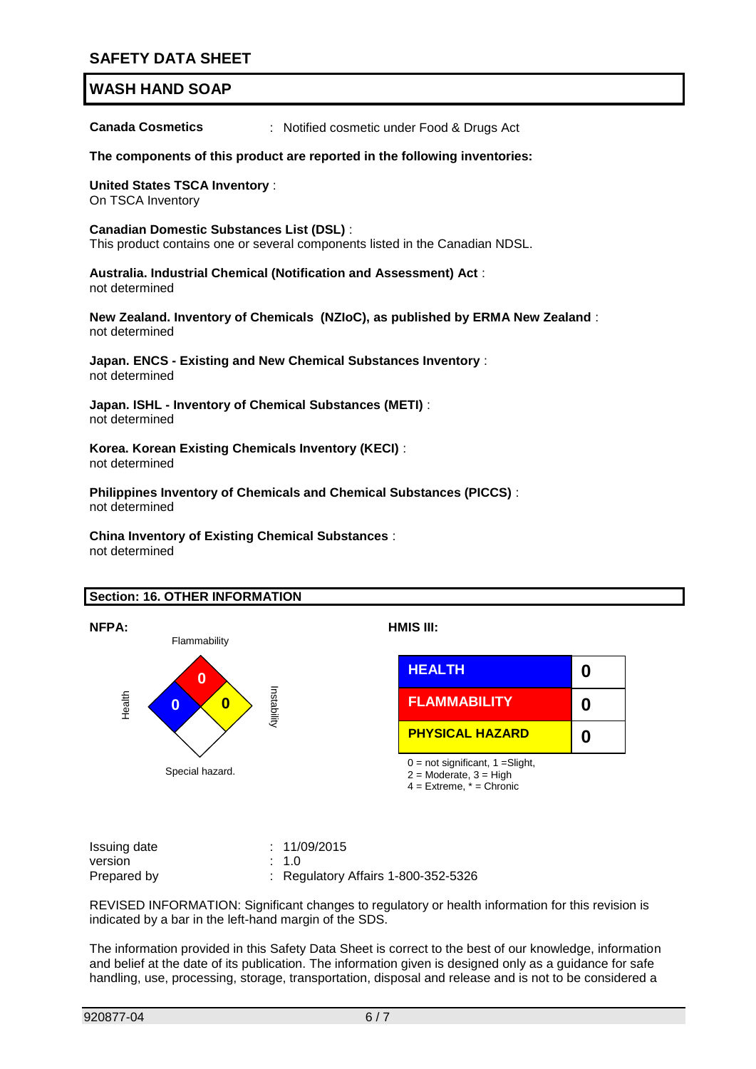**Canada Cosmetics** : Notified cosmetic under Food & Drugs Act

**The components of this product are reported in the following inventories:**

**United States TSCA Inventory** :
On TSCA Inventory

**Canadian Domestic Substances List (DSL)** :
This product contains one or several components listed in the Canadian NDSL.

**Australia. Industrial Chemical (Notification and Assessment) Act** :
not determined

**New Zealand. Inventory of Chemicals (NZIoC), as published by ERMA New Zealand** :
not determined

**Japan. ENCS - Existing and New Chemical Substances Inventory** :
not determined

**Japan. ISHL - Inventory of Chemical Substances (METI)** :
not determined

**Korea. Korean Existing Chemicals Inventory (KECI)** :
not determined

**Philippines Inventory of Chemicals and Chemical Substances (PICCS)** :
not determined

**China Inventory of Existing Chemical Substances** :
not determined

## Section: 16. OTHER INFORMATION

**NFPA:**

| Flammability | Health | Instability | Special hazard. |
|---|---|---|---|
| 0 | 0 | 0 | |

**HMIS III:**

| HEALTH | 0 |
|---|---|
| FLAMMABILITY | 0 |
| PHYSICAL HAZARD | 0 |

0 = not significant, 1 =Slight,
2 = Moderate, 3 = High
4 = Extreme, * = Chronic

Issuing date : 11/09/2015
version : 1.0
Prepared by : Regulatory Affairs 1-800-352-5326

REVISED INFORMATION: Significant changes to regulatory or health information for this revision is indicated by a bar in the left-hand margin of the SDS.

The information provided in this Safety Data Sheet is correct to the best of our knowledge, information and belief at the date of its publication. The information given is designed only as a guidance for safe handling, use, processing, storage, transportation, disposal and release and is not to be considered a

920877-04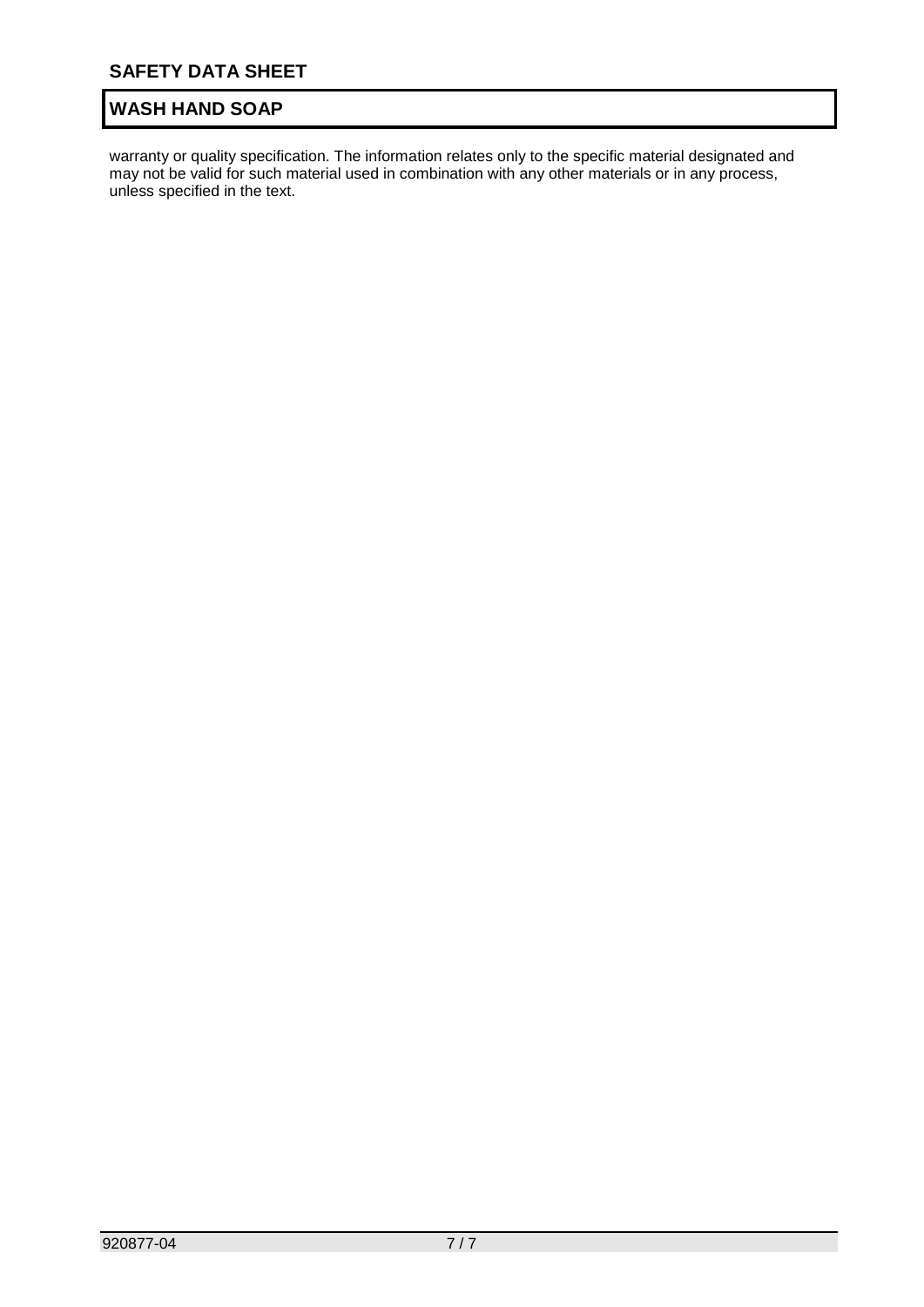warranty or quality specification. The information relates only to the specific material designated and may not be valid for such material used in combination with any other materials or in any process, unless specified in the text.